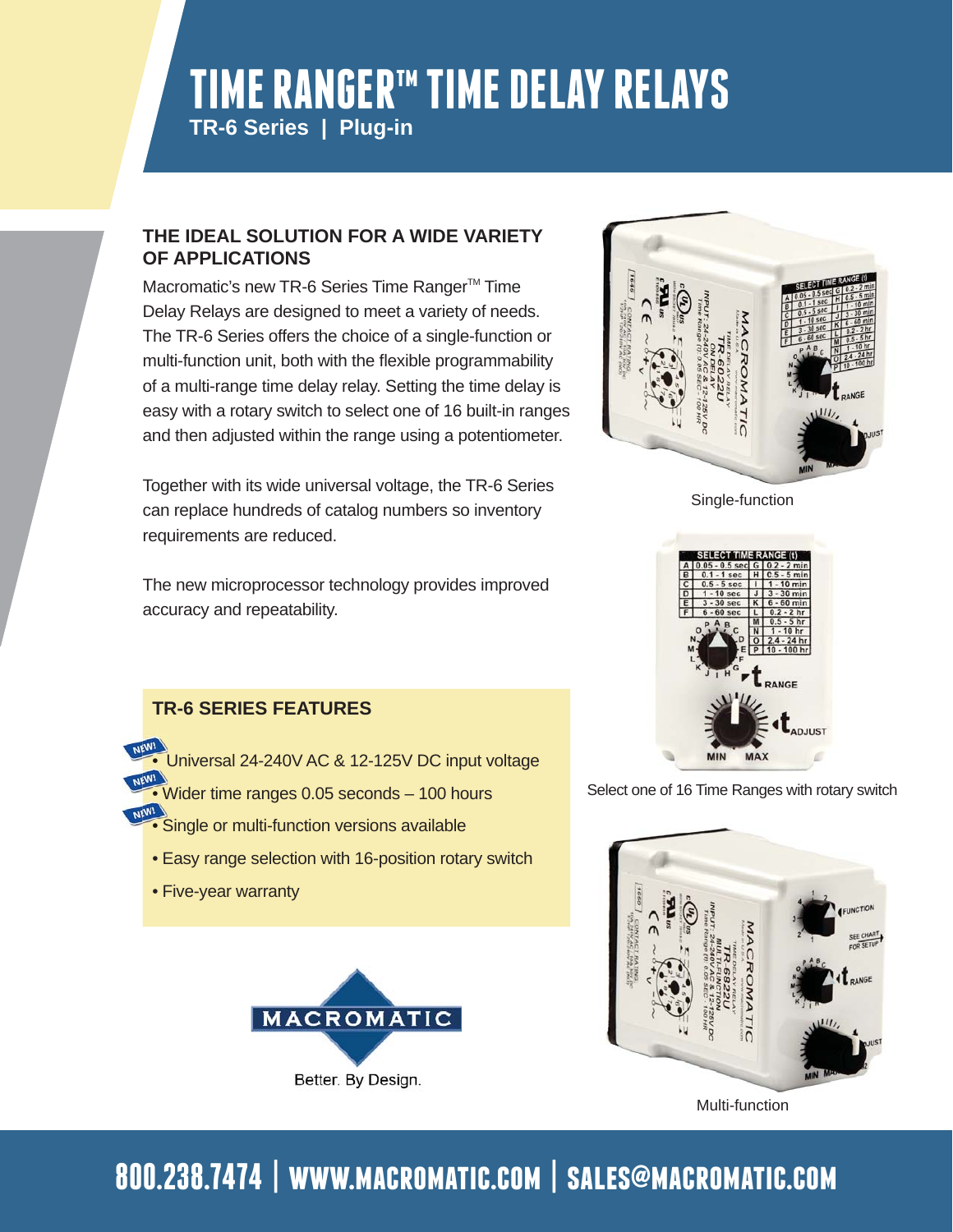# TIME RANGER™ TIME DELAY RELAYS

**TR-6 Series | Plug-in**

## THE IDEAL SOLUTION FOR A WIDE VARIETY OF APPLICATIONS

Macromatic's new TR-6 Series Time Ranger™ Time Delay Relays are designed to meet a variety of needs. The TR-6 Series offers the choice of a single-function or multi-function unit, both with the flexible programmability of a multi-range time delay relay. Setting the time delay is easy with a rotary switch to select one of 16 built-in ranges and then adjusted within the range using a potentiometer.

Together with its wide universal voltage, the TR-6 Series can replace hundreds of catalog numbers so inventory requirements are reduced.

The new microprocessor technology provides improved accuracy and repeatability.

Single-function

Select one of 16 Time Ranges with rotary switch

Multi-function

## TR-6 SERIES FEATURES

- NEW! Universal 24-240V AC & 12-125V DC input voltage
- NEW! Wider time ranges 0.05 seconds – 100 hours
- NEW! Single or multi-function versions available
- Easy range selection with 16-position rotary switch
- Five-year warranty

MACROMATIC

Better. By Design.

**800.238.7474 | WWW.MACROMATIC.COM | SALES@MACROMATIC.COM**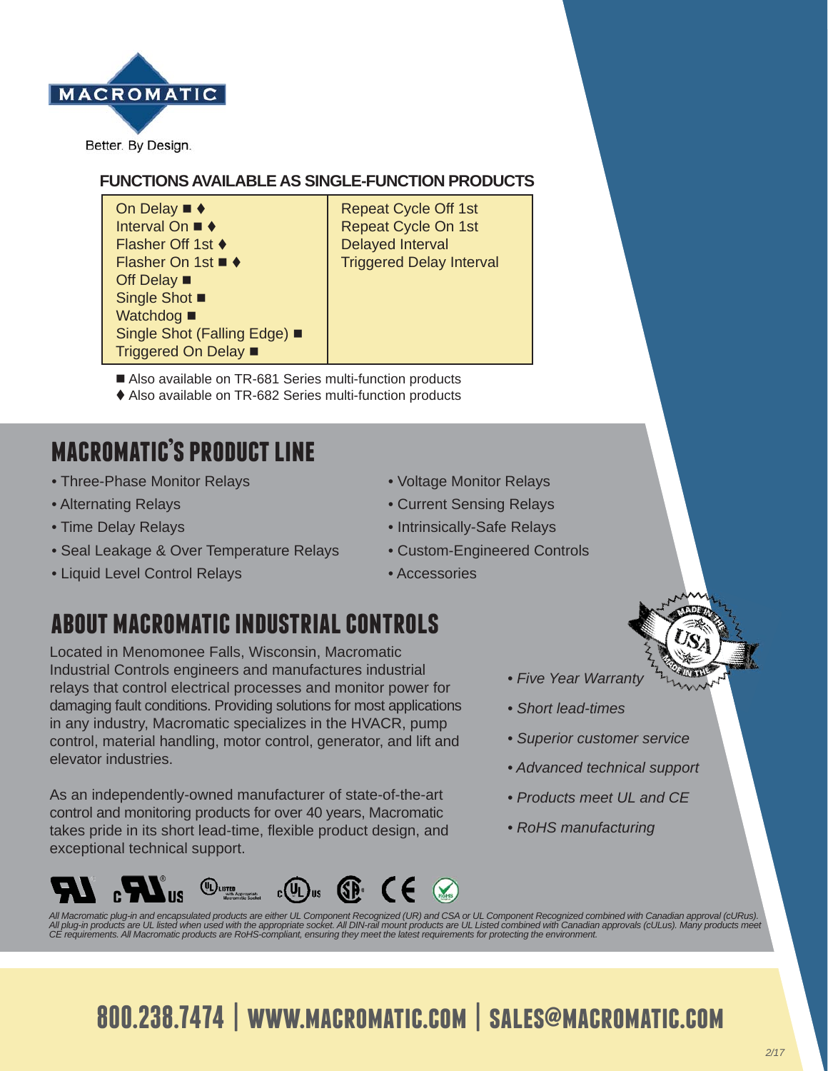Better. By Design.

## FUNCTIONS AVAILABLE AS SINGLE-FUNCTION PRODUCTS

| | |
|---|---|
| On Delay ■ ♦ | Repeat Cycle Off 1st |
| Interval On ■ ♦ | Repeat Cycle On 1st |
| Flasher Off 1st ♦ | Delayed Interval |
| Flasher On 1st ■ ♦ | Triggered Delay Interval |
| Off Delay ■ | |
| Single Shot ■ | |
| Watchdog ■ | |
| Single Shot (Falling Edge) ■ | |
| Triggered On Delay ■ | |

■ Also available on TR-681 Series multi-function products
♦ Also available on TR-682 Series multi-function products

## MACROMATIC'S PRODUCT LINE

- Three-Phase Monitor Relays
- Alternating Relays
- Time Delay Relays
- Seal Leakage & Over Temperature Relays
- Liquid Level Control Relays
- Voltage Monitor Relays
- Current Sensing Relays
- Intrinsically-Safe Relays
- Custom-Engineered Controls
- Accessories

## ABOUT MACROMATIC INDUSTRIAL CONTROLS

Located in Menomonee Falls, Wisconsin, Macromatic Industrial Controls engineers and manufactures industrial relays that control electrical processes and monitor power for damaging fault conditions. Providing solutions for most applications in any industry, Macromatic specializes in the HVACR, pump control, material handling, motor control, generator, and lift and elevator industries.

As an independently-owned manufacturer of state-of-the-art control and monitoring products for over 40 years, Macromatic takes pride in its short lead-time, flexible product design, and exceptional technical support.

- *Five Year Warranty*
- *Short lead-times*
- *Superior customer service*
- *Advanced technical support*
- *Products meet UL and CE*
- *RoHS manufacturing*

*All Macromatic plug-in and encapsulated products are either UL Component Recognized (UR) and CSA or UL Component Recognized combined with Canadian approval (cURus). All plug-in products are UL listed when used with the appropriate socket. All DIN-rail mount products are UL Listed combined with Canadian approvals (cULus). Many products meet CE requirements. All Macromatic products are RoHS-compliant, ensuring they meet the latest requirements for protecting the environment.*

**800.238.7474 | WWW.MACROMATIC.COM | SALES@MACROMATIC.COM**

2/17